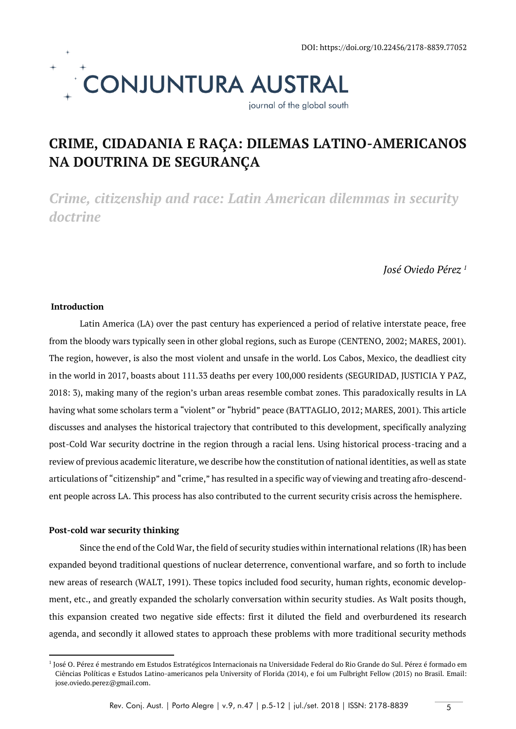DOI: https://doi.org/10.22456/2178-8839.77052

# CRIME, CIDADANIA E RAÇA: DILEMAS LATINO-AMERICANOS NA DOUTRINA DE SEGURANÇA

*Crime, citizenship and race: Latin American dilemmas in security doctrine*

*José Oviedo Pérez* [1]

## Introduction

Latin America (LA) over the past century has experienced a period of relative interstate peace, free from the bloody wars typically seen in other global regions, such as Europe (CENTENO, 2002; MARES, 2001). The region, however, is also the most violent and unsafe in the world. Los Cabos, Mexico, the deadliest city in the world in 2017, boasts about 111.33 deaths per every 100,000 residents (SEGURIDAD, JUSTICIA Y PAZ, 2018: 3), making many of the region's urban areas resemble combat zones. This paradoxically results in LA having what some scholars term a "violent" or "hybrid" peace (BATTAGLIO, 2012; MARES, 2001). This article discusses and analyses the historical trajectory that contributed to this development, specifically analyzing post-Cold War security doctrine in the region through a racial lens. Using historical process-tracing and a review of previous academic literature, we describe how the constitution of national identities, as well as state articulations of "citizenship" and "crime," has resulted in a specific way of viewing and treating afro-descendent people across LA. This process has also contributed to the current security crisis across the hemisphere.

## Post-cold war security thinking

Since the end of the Cold War, the field of security studies within international relations (IR) has been expanded beyond traditional questions of nuclear deterrence, conventional warfare, and so forth to include new areas of research (WALT, 1991). These topics included food security, human rights, economic development, etc., and greatly expanded the scholarly conversation within security studies. As Walt posits though, this expansion created two negative side effects: first it diluted the field and overburdened its research agenda, and secondly it allowed states to approach these problems with more traditional security methods

[1] José O. Pérez é mestrando em Estudos Estratégicos Internacionais na Universidade Federal do Rio Grande do Sul. Pérez é formado em Ciências Políticas e Estudos Latino-americanos pela University of Florida (2014), e foi um Fulbright Fellow (2015) no Brasil. Email: jose.oviedo.perez@gmail.com.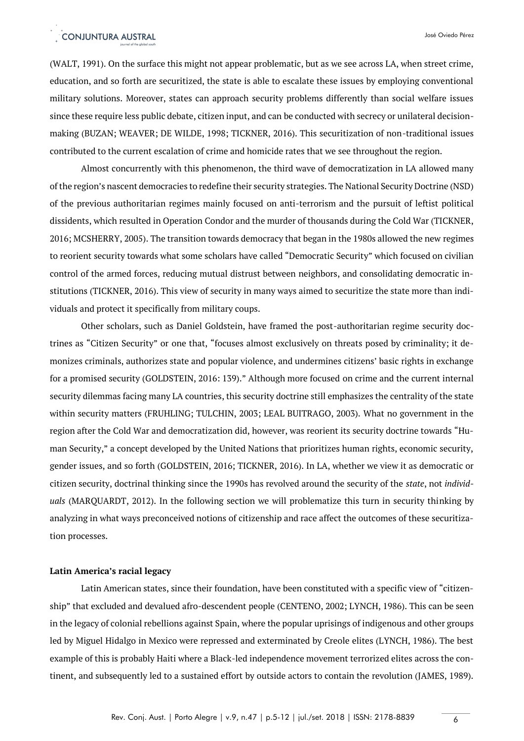(WALT, 1991). On the surface this might not appear problematic, but as we see across LA, when street crime, education, and so forth are securitized, the state is able to escalate these issues by employing conventional military solutions. Moreover, states can approach security problems differently than social welfare issues since these require less public debate, citizen input, and can be conducted with secrecy or unilateral decision-making (BUZAN; WEAVER; DE WILDE, 1998; TICKNER, 2016). This securitization of non-traditional issues contributed to the current escalation of crime and homicide rates that we see throughout the region.

Almost concurrently with this phenomenon, the third wave of democratization in LA allowed many of the region's nascent democracies to redefine their security strategies. The National Security Doctrine (NSD) of the previous authoritarian regimes mainly focused on anti-terrorism and the pursuit of leftist political dissidents, which resulted in Operation Condor and the murder of thousands during the Cold War (TICKNER, 2016; MCSHERRY, 2005). The transition towards democracy that began in the 1980s allowed the new regimes to reorient security towards what some scholars have called "Democratic Security" which focused on civilian control of the armed forces, reducing mutual distrust between neighbors, and consolidating democratic institutions (TICKNER, 2016). This view of security in many ways aimed to securitize the state more than individuals and protect it specifically from military coups.

Other scholars, such as Daniel Goldstein, have framed the post-authoritarian regime security doctrines as "Citizen Security" or one that, "focuses almost exclusively on threats posed by criminality; it demonizes criminals, authorizes state and popular violence, and undermines citizens' basic rights in exchange for a promised security (GOLDSTEIN, 2016: 139)." Although more focused on crime and the current internal security dilemmas facing many LA countries, this security doctrine still emphasizes the centrality of the state within security matters (FRUHLING; TULCHIN, 2003; LEAL BUITRAGO, 2003). What no government in the region after the Cold War and democratization did, however, was reorient its security doctrine towards "Human Security," a concept developed by the United Nations that prioritizes human rights, economic security, gender issues, and so forth (GOLDSTEIN, 2016; TICKNER, 2016). In LA, whether we view it as democratic or citizen security, doctrinal thinking since the 1990s has revolved around the security of the *state*, not *individuals* (MARQUARDT, 2012). In the following section we will problematize this turn in security thinking by analyzing in what ways preconceived notions of citizenship and race affect the outcomes of these securitization processes.

## Latin America's racial legacy

Latin American states, since their foundation, have been constituted with a specific view of "citizenship" that excluded and devalued afro-descendent people (CENTENO, 2002; LYNCH, 1986). This can be seen in the legacy of colonial rebellions against Spain, where the popular uprisings of indigenous and other groups led by Miguel Hidalgo in Mexico were repressed and exterminated by Creole elites (LYNCH, 1986). The best example of this is probably Haiti where a Black-led independence movement terrorized elites across the continent, and subsequently led to a sustained effort by outside actors to contain the revolution (JAMES, 1989).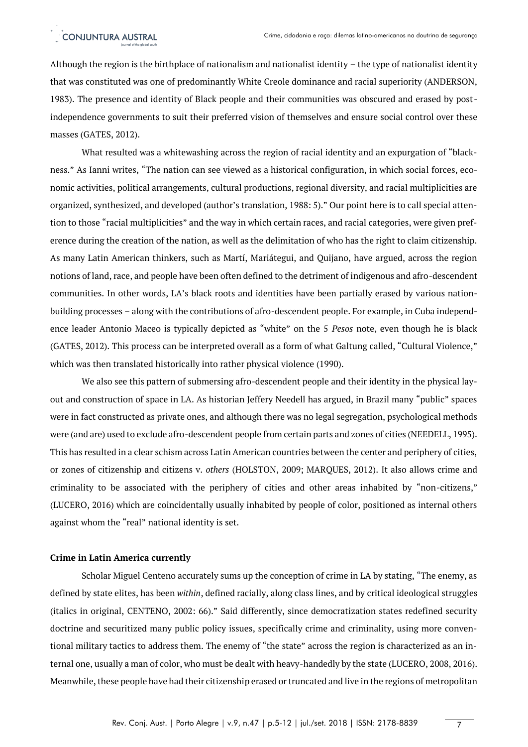Although the region is the birthplace of nationalism and nationalist identity – the type of nationalist identity that was constituted was one of predominantly White Creole dominance and racial superiority (ANDERSON, 1983). The presence and identity of Black people and their communities was obscured and erased by post-independence governments to suit their preferred vision of themselves and ensure social control over these masses (GATES, 2012).

What resulted was a whitewashing across the region of racial identity and an expurgation of "blackness." As Ianni writes, "The nation can see viewed as a historical configuration, in which social forces, economic activities, political arrangements, cultural productions, regional diversity, and racial multiplicities are organized, synthesized, and developed (author's translation, 1988: 5)." Our point here is to call special attention to those "racial multiplicities" and the way in which certain races, and racial categories, were given preference during the creation of the nation, as well as the delimitation of who has the right to claim citizenship. As many Latin American thinkers, such as Martí, Mariátegui, and Quijano, have argued, across the region notions of land, race, and people have been often defined to the detriment of indigenous and afro-descendent communities. In other words, LA's black roots and identities have been partially erased by various nation-building processes – along with the contributions of afro-descendent people. For example, in Cuba independence leader Antonio Maceo is typically depicted as "white" on the 5 *Pesos* note, even though he is black (GATES, 2012). This process can be interpreted overall as a form of what Galtung called, "Cultural Violence," which was then translated historically into rather physical violence (1990).

We also see this pattern of submersing afro-descendent people and their identity in the physical layout and construction of space in LA. As historian Jeffery Needell has argued, in Brazil many "public" spaces were in fact constructed as private ones, and although there was no legal segregation, psychological methods were (and are) used to exclude afro-descendent people from certain parts and zones of cities (NEEDELL, 1995). This has resulted in a clear schism across Latin American countries between the center and periphery of cities, or zones of citizenship and citizens v. *others* (HOLSTON, 2009; MARQUES, 2012). It also allows crime and criminality to be associated with the periphery of cities and other areas inhabited by "non-citizens," (LUCERO, 2016) which are coincidentally usually inhabited by people of color, positioned as internal others against whom the "real" national identity is set.

**Crime in Latin America currently**

Scholar Miguel Centeno accurately sums up the conception of crime in LA by stating, "The enemy, as defined by state elites, has been *within*, defined racially, along class lines, and by critical ideological struggles (italics in original, CENTENO, 2002: 66)." Said differently, since democratization states redefined security doctrine and securitized many public policy issues, specifically crime and criminality, using more conventional military tactics to address them. The enemy of "the state" across the region is characterized as an internal one, usually a man of color, who must be dealt with heavy-handedly by the state (LUCERO, 2008, 2016). Meanwhile, these people have had their citizenship erased or truncated and live in the regions of metropolitan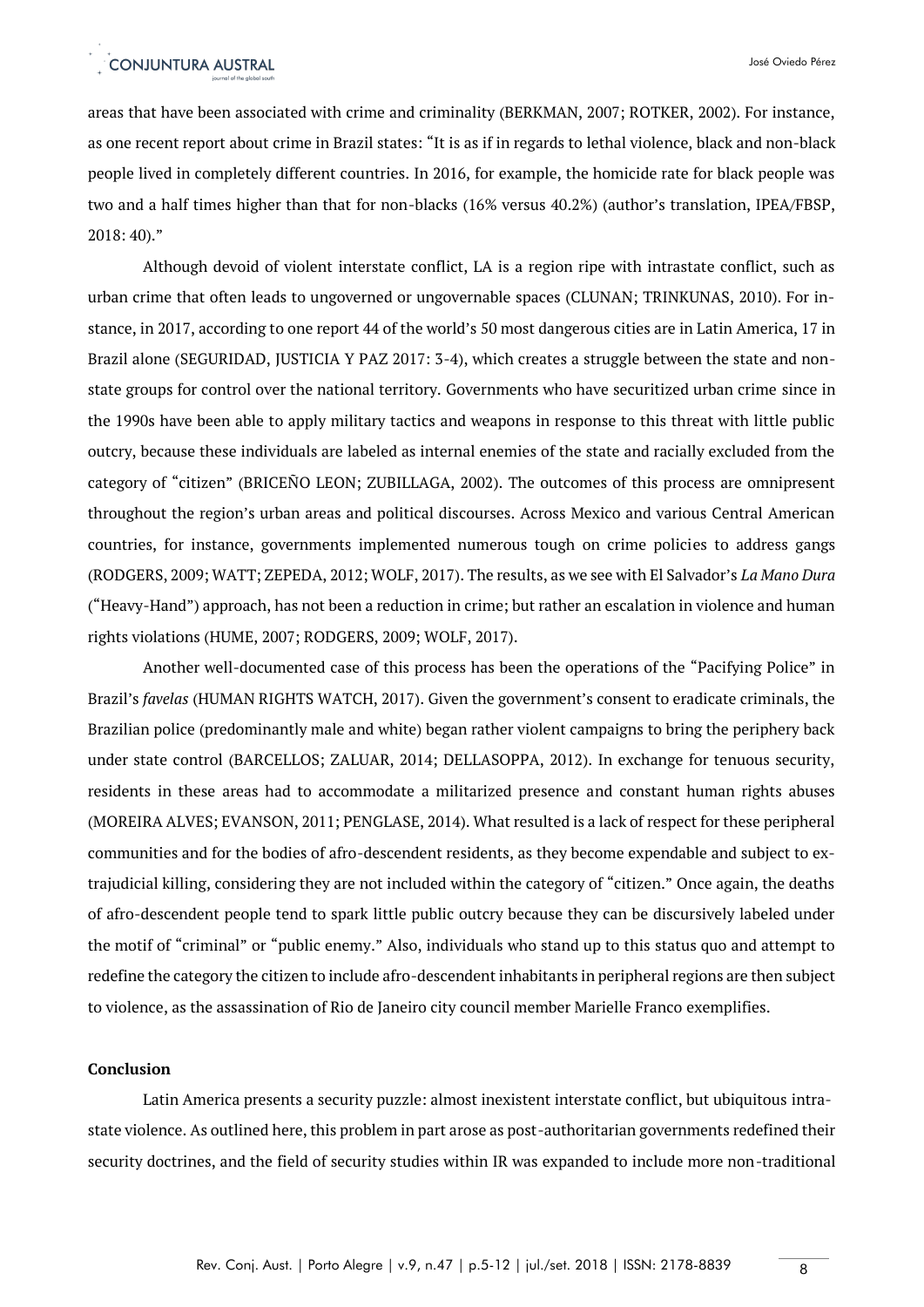areas that have been associated with crime and criminality (BERKMAN, 2007; ROTKER, 2002). For instance, as one recent report about crime in Brazil states: "It is as if in regards to lethal violence, black and non-black people lived in completely different countries. In 2016, for example, the homicide rate for black people was two and a half times higher than that for non-blacks (16% versus 40.2%) (author's translation, IPEA/FBSP, 2018: 40)."

Although devoid of violent interstate conflict, LA is a region ripe with intrastate conflict, such as urban crime that often leads to ungoverned or ungovernable spaces (CLUNAN; TRINKUNAS, 2010). For instance, in 2017, according to one report 44 of the world's 50 most dangerous cities are in Latin America, 17 in Brazil alone (SEGURIDAD, JUSTICIA Y PAZ 2017: 3-4), which creates a struggle between the state and non-state groups for control over the national territory. Governments who have securitized urban crime since in the 1990s have been able to apply military tactics and weapons in response to this threat with little public outcry, because these individuals are labeled as internal enemies of the state and racially excluded from the category of "citizen" (BRICEÑO LEON; ZUBILLAGA, 2002). The outcomes of this process are omnipresent throughout the region's urban areas and political discourses. Across Mexico and various Central American countries, for instance, governments implemented numerous tough on crime policies to address gangs (RODGERS, 2009; WATT; ZEPEDA, 2012; WOLF, 2017). The results, as we see with El Salvador's *La Mano Dura* ("Heavy-Hand") approach, has not been a reduction in crime; but rather an escalation in violence and human rights violations (HUME, 2007; RODGERS, 2009; WOLF, 2017).

Another well-documented case of this process has been the operations of the "Pacifying Police" in Brazil's *favelas* (HUMAN RIGHTS WATCH, 2017). Given the government's consent to eradicate criminals, the Brazilian police (predominantly male and white) began rather violent campaigns to bring the periphery back under state control (BARCELLOS; ZALUAR, 2014; DELLASOPPA, 2012). In exchange for tenuous security, residents in these areas had to accommodate a militarized presence and constant human rights abuses (MOREIRA ALVES; EVANSON, 2011; PENGLASE, 2014). What resulted is a lack of respect for these peripheral communities and for the bodies of afro-descendent residents, as they become expendable and subject to extrajudicial killing, considering they are not included within the category of "citizen." Once again, the deaths of afro-descendent people tend to spark little public outcry because they can be discursively labeled under the motif of "criminal" or "public enemy." Also, individuals who stand up to this status quo and attempt to redefine the category the citizen to include afro-descendent inhabitants in peripheral regions are then subject to violence, as the assassination of Rio de Janeiro city council member Marielle Franco exemplifies.

## Conclusion

Latin America presents a security puzzle: almost inexistent interstate conflict, but ubiquitous intrastate violence. As outlined here, this problem in part arose as post-authoritarian governments redefined their security doctrines, and the field of security studies within IR was expanded to include more non-traditional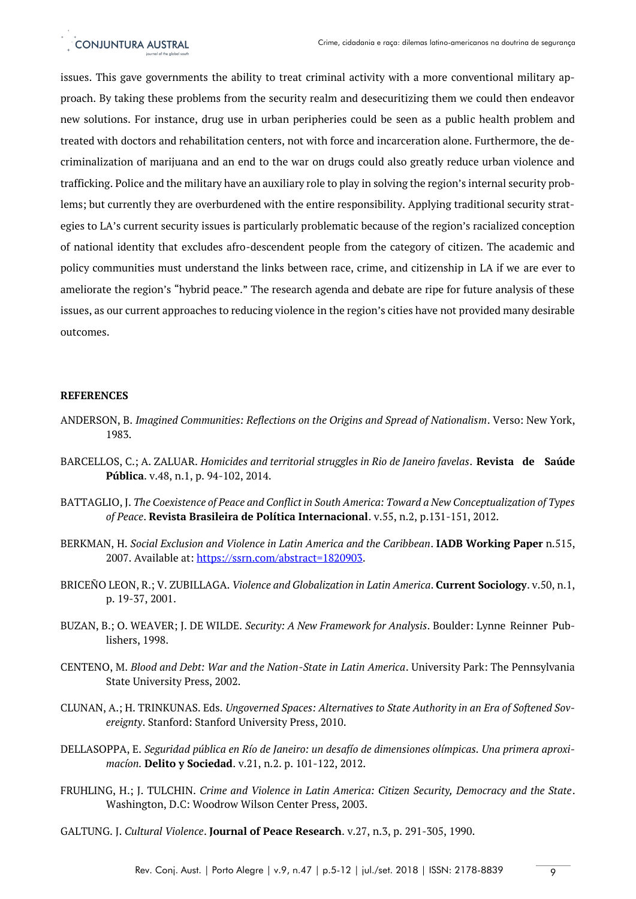issues. This gave governments the ability to treat criminal activity with a more conventional military approach. By taking these problems from the security realm and desecuritizing them we could then endeavor new solutions. For instance, drug use in urban peripheries could be seen as a public health problem and treated with doctors and rehabilitation centers, not with force and incarceration alone. Furthermore, the decriminalization of marijuana and an end to the war on drugs could also greatly reduce urban violence and trafficking. Police and the military have an auxiliary role to play in solving the region's internal security problems; but currently they are overburdened with the entire responsibility. Applying traditional security strategies to LA's current security issues is particularly problematic because of the region's racialized conception of national identity that excludes afro-descendent people from the category of citizen. The academic and policy communities must understand the links between race, crime, and citizenship in LA if we are ever to ameliorate the region's "hybrid peace." The research agenda and debate are ripe for future analysis of these issues, as our current approaches to reducing violence in the region's cities have not provided many desirable outcomes.

## REFERENCES

ANDERSON, B. *Imagined Communities: Reflections on the Origins and Spread of Nationalism*. Verso: New York, 1983.

BARCELLOS, C.; A. ZALUAR. *Homicides and territorial struggles in Rio de Janeiro favelas*. **Revista de Saúde Pública**. v.48, n.1, p. 94-102, 2014.

BATTAGLIO, J. *The Coexistence of Peace and Conflict in South America: Toward a New Conceptualization of Types of Peace*. **Revista Brasileira de Política Internacional**. v.55, n.2, p.131-151, 2012.

BERKMAN, H. *Social Exclusion and Violence in Latin America and the Caribbean*. **IADB Working Paper** n.515, 2007. Available at: https://ssrn.com/abstract=1820903.

BRICEÑO LEON, R.; V. ZUBILLAGA. *Violence and Globalization in Latin America*. **Current Sociology**. v.50, n.1, p. 19-37, 2001.

BUZAN, B.; O. WEAVER; J. DE WILDE. *Security: A New Framework for Analysis*. Boulder: Lynne Reinner Publishers, 1998.

CENTENO, M. *Blood and Debt: War and the Nation-State in Latin America*. University Park: The Pennsylvania State University Press, 2002.

CLUNAN, A.; H. TRINKUNAS. Eds. *Ungoverned Spaces: Alternatives to State Authority in an Era of Softened Sovereignty*. Stanford: Stanford University Press, 2010.

DELLASOPPA, E. *Seguridad pública en Río de Janeiro: un desafío de dimensiones olímpicas. Una primera aproximacíon.* **Delito y Sociedad**. v.21, n.2. p. 101-122, 2012.

FRUHLING, H.; J. TULCHIN. *Crime and Violence in Latin America: Citizen Security, Democracy and the State*. Washington, D.C: Woodrow Wilson Center Press, 2003.

GALTUNG. J. *Cultural Violence*. **Journal of Peace Research**. v.27, n.3, p. 291-305, 1990.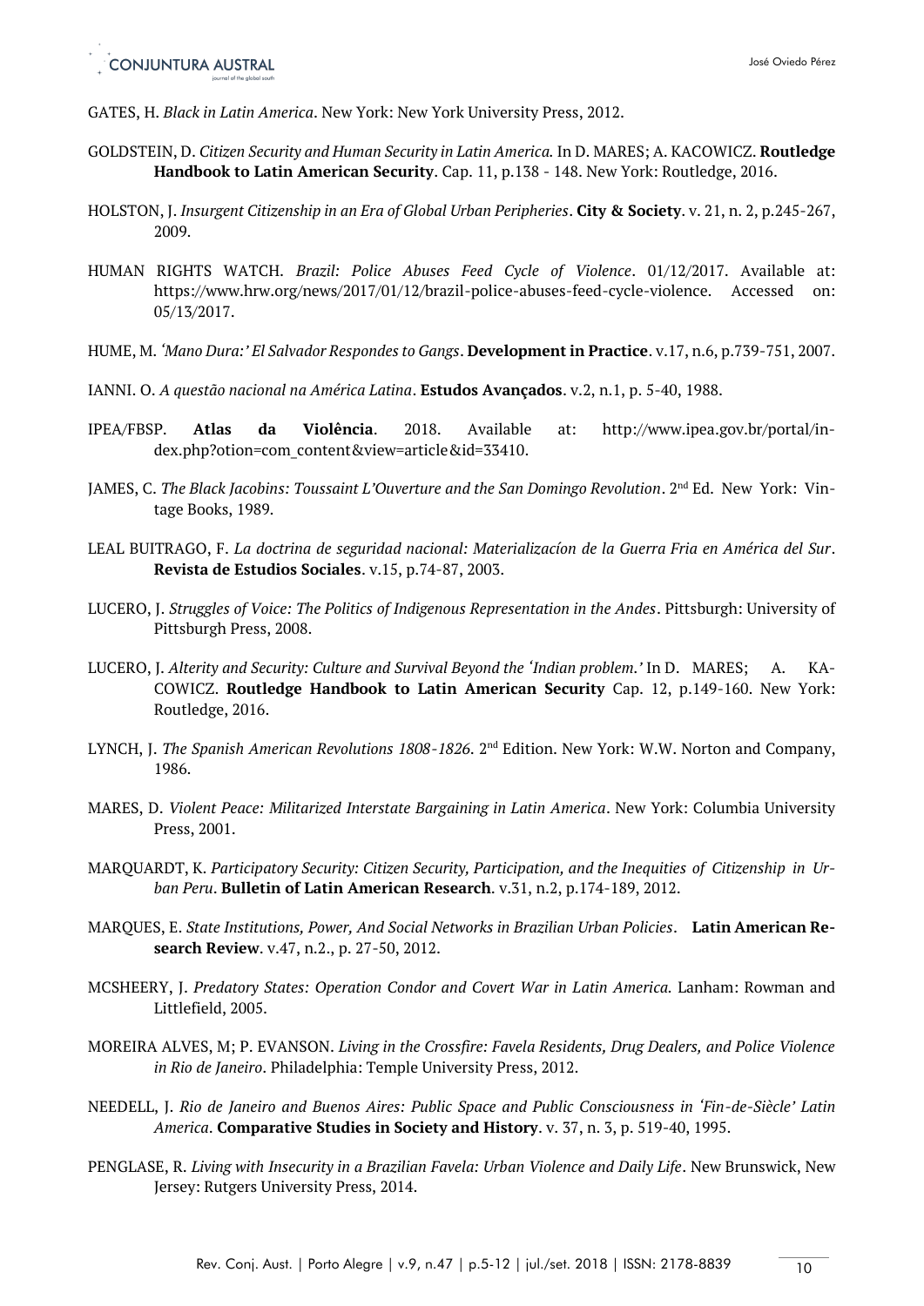GATES, H. *Black in Latin America*. New York: New York University Press, 2012.

GOLDSTEIN, D. *Citizen Security and Human Security in Latin America.* In D. MARES; A. KACOWICZ. **Routledge Handbook to Latin American Security**. Cap. 11, p.138 - 148. New York: Routledge, 2016.

HOLSTON, J. *Insurgent Citizenship in an Era of Global Urban Peripheries*. **City & Society**. v. 21, n. 2, p.245-267, 2009.

HUMAN RIGHTS WATCH. *Brazil: Police Abuses Feed Cycle of Violence*. 01/12/2017. Available at: https://www.hrw.org/news/2017/01/12/brazil-police-abuses-feed-cycle-violence. Accessed on: 05/13/2017.

HUME, M. *'Mano Dura:' El Salvador Respondes to Gangs*. **Development in Practice**. v.17, n.6, p.739-751, 2007.

IANNI. O. *A questão nacional na América Latina*. **Estudos Avançados**. v.2, n.1, p. 5-40, 1988.

IPEA/FBSP. **Atlas da Violência**. 2018. Available at: http://www.ipea.gov.br/portal/index.php?otion=com_content&view=article&id=33410.

JAMES, C. *The Black Jacobins: Toussaint L'Ouverture and the San Domingo Revolution*. 2nd Ed. New York: Vintage Books, 1989.

LEAL BUITRAGO, F. *La doctrina de seguridad nacional: Materializacíon de la Guerra Fria en América del Sur*. **Revista de Estudios Sociales**. v.15, p.74-87, 2003.

LUCERO, J. *Struggles of Voice: The Politics of Indigenous Representation in the Andes*. Pittsburgh: University of Pittsburgh Press, 2008.

LUCERO, J. *Alterity and Security: Culture and Survival Beyond the 'Indian problem.'* In D. MARES; A. KACOWICZ. **Routledge Handbook to Latin American Security** Cap. 12, p.149-160. New York: Routledge, 2016.

LYNCH, J. *The Spanish American Revolutions 1808-1826.* 2nd Edition. New York: W.W. Norton and Company, 1986.

MARES, D. *Violent Peace: Militarized Interstate Bargaining in Latin America*. New York: Columbia University Press, 2001.

MARQUARDT, K. *Participatory Security: Citizen Security, Participation, and the Inequities of Citizenship in Urban Peru*. **Bulletin of Latin American Research**. v.31, n.2, p.174-189, 2012.

MARQUES, E. *State Institutions, Power, And Social Networks in Brazilian Urban Policies*. **Latin American Research Review**. v.47, n.2., p. 27-50, 2012.

MCSHEERY, J. *Predatory States: Operation Condor and Covert War in Latin America.* Lanham: Rowman and Littlefield, 2005.

MOREIRA ALVES, M; P. EVANSON. *Living in the Crossfire: Favela Residents, Drug Dealers, and Police Violence in Rio de Janeiro*. Philadelphia: Temple University Press, 2012.

NEEDELL, J. *Rio de Janeiro and Buenos Aires: Public Space and Public Consciousness in 'Fin-de-Siècle' Latin America*. **Comparative Studies in Society and History**. v. 37, n. 3, p. 519-40, 1995.

PENGLASE, R. *Living with Insecurity in a Brazilian Favela: Urban Violence and Daily Life*. New Brunswick, New Jersey: Rutgers University Press, 2014.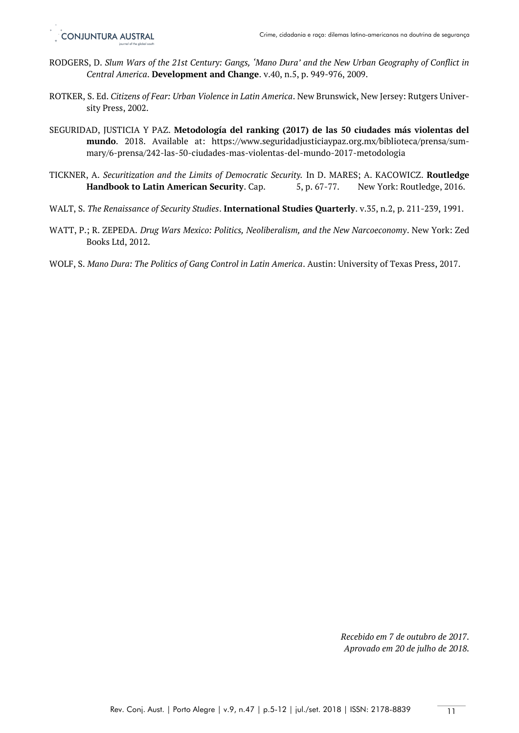RODGERS, D. *Slum Wars of the 21st Century: Gangs, 'Mano Dura' and the New Urban Geography of Conflict in Central America*. **Development and Change**. v.40, n.5, p. 949-976, 2009.

ROTKER, S. Ed. *Citizens of Fear: Urban Violence in Latin America*. New Brunswick, New Jersey: Rutgers University Press, 2002.

SEGURIDAD, JUSTICIA Y PAZ. **Metodología del ranking (2017) de las 50 ciudades más violentas del mundo**. 2018. Available at: https://www.seguridadjusticiaypaz.org.mx/biblioteca/prensa/summary/6-prensa/242-las-50-ciudades-mas-violentas-del-mundo-2017-metodologia

TICKNER, A. *Securitization and the Limits of Democratic Security.* In D. MARES; A. KACOWICZ. **Routledge Handbook to Latin American Security**. Cap. 5, p. 67-77. New York: Routledge, 2016.

WALT, S. *The Renaissance of Security Studies*. **International Studies Quarterly**. v.35, n.2, p. 211-239, 1991.

WATT, P.; R. ZEPEDA. *Drug Wars Mexico: Politics, Neoliberalism, and the New Narcoeconomy*. New York: Zed Books Ltd, 2012.

WOLF, S. *Mano Dura: The Politics of Gang Control in Latin America*. Austin: University of Texas Press, 2017.

*Recebido em 7 de outubro de 2017.*
*Aprovado em 20 de julho de 2018.*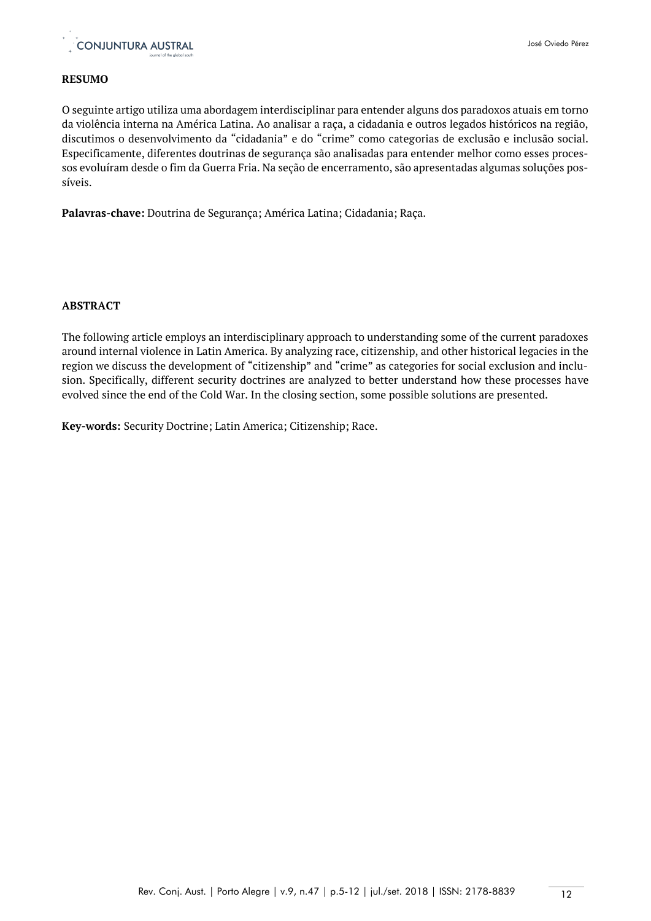**RESUMO**

O seguinte artigo utiliza uma abordagem interdisciplinar para entender alguns dos paradoxos atuais em torno da violência interna na América Latina. Ao analisar a raça, a cidadania e outros legados históricos na região, discutimos o desenvolvimento da "cidadania" e do "crime" como categorias de exclusão e inclusão social. Especificamente, diferentes doutrinas de segurança são analisadas para entender melhor como esses processos evoluíram desde o fim da Guerra Fria. Na seção de encerramento, são apresentadas algumas soluções possíveis.

**Palavras-chave:** Doutrina de Segurança; América Latina; Cidadania; Raça.

**ABSTRACT**

The following article employs an interdisciplinary approach to understanding some of the current paradoxes around internal violence in Latin America. By analyzing race, citizenship, and other historical legacies in the region we discuss the development of "citizenship" and "crime" as categories for social exclusion and inclusion. Specifically, different security doctrines are analyzed to better understand how these processes have evolved since the end of the Cold War. In the closing section, some possible solutions are presented.

**Key-words:** Security Doctrine; Latin America; Citizenship; Race.